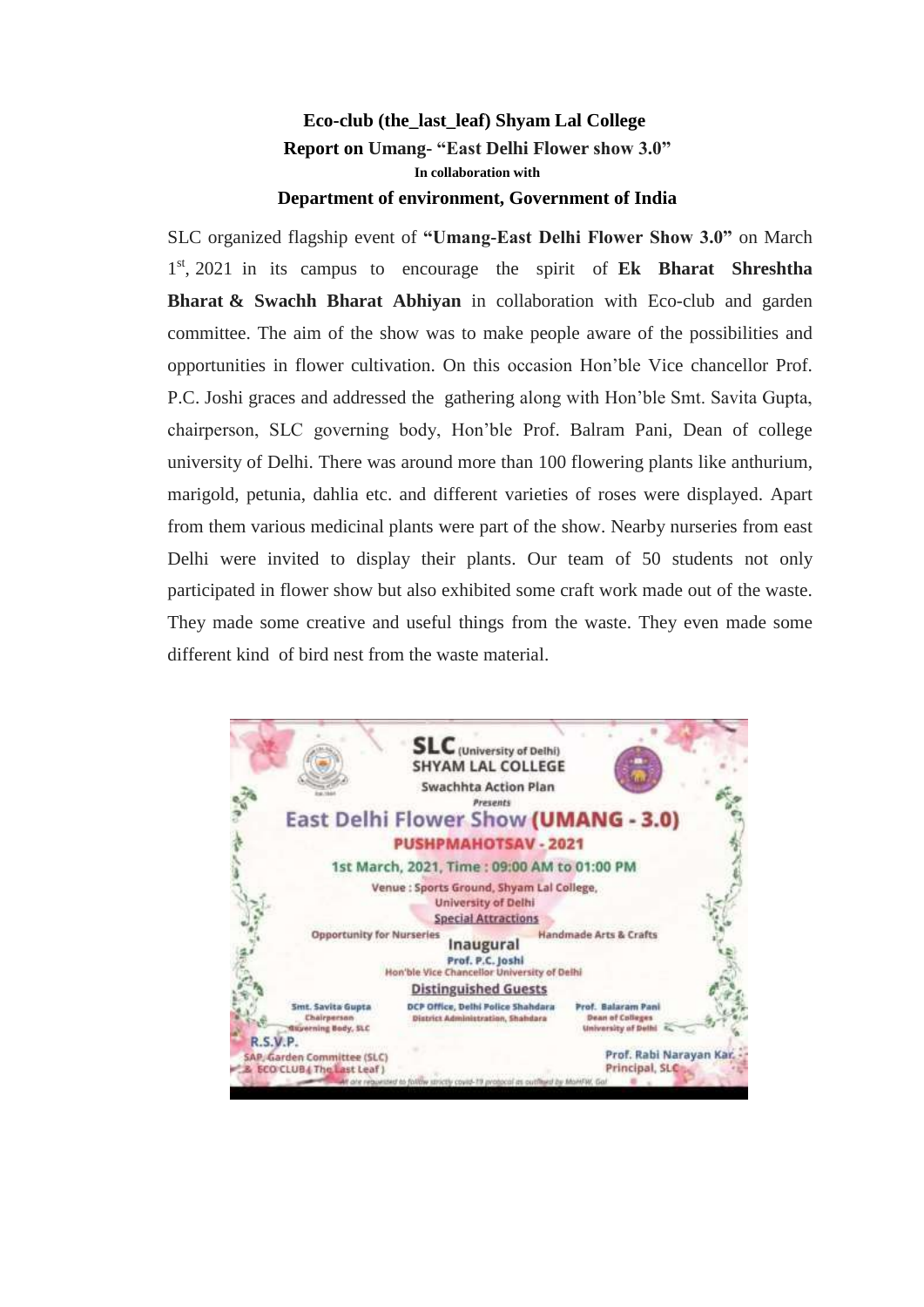**Eco-club (the_last_leaf) Shyam Lal College**

**Report on Umang- "East Delhi Flower show 3.0"**

**In collaboration with**

**Department of environment, Government of India**

SLC organized flagship event of **"Umang-East Delhi Flower Show 3.0"** on March 1st, 2021 in its campus to encourage the spirit of **Ek Bharat Shreshtha Bharat & Swachh Bharat Abhiyan** in collaboration with Eco-club and garden committee. The aim of the show was to make people aware of the possibilities and opportunities in flower cultivation. On this occasion Hon'ble Vice chancellor Prof. P.C. Joshi graces and addressed the gathering along with Hon'ble Smt. Savita Gupta, chairperson, SLC governing body, Hon'ble Prof. Balram Pani, Dean of college university of Delhi. There was around more than 100 flowering plants like anthurium, marigold, petunia, dahlia etc. and different varieties of roses were displayed. Apart from them various medicinal plants were part of the show. Nearby nurseries from east Delhi were invited to display their plants. Our team of 50 students not only participated in flower show but also exhibited some craft work made out of the waste. They made some creative and useful things from the waste. They even made some different kind of bird nest from the waste material.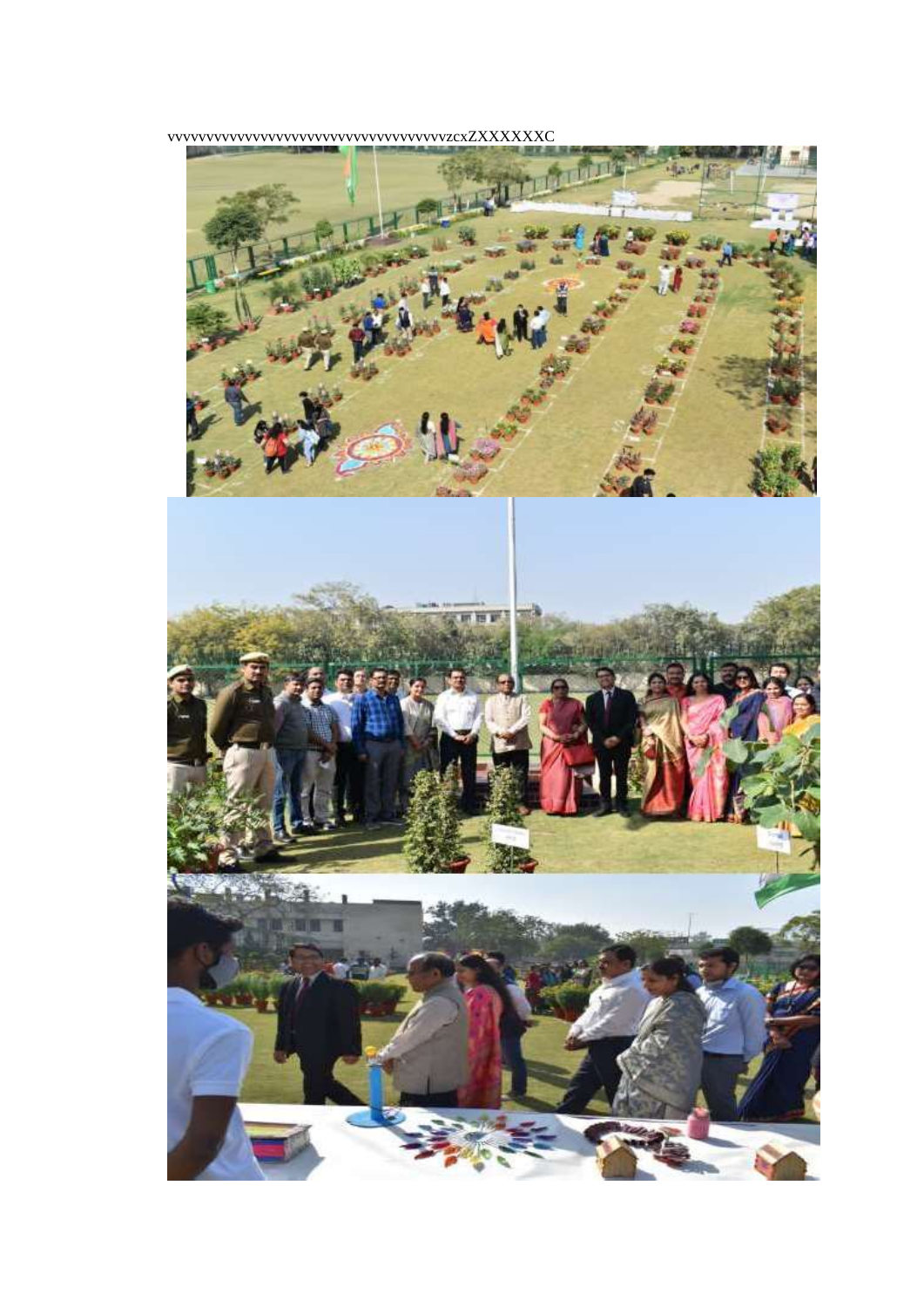vvvvvvvvvvvvvvvvvvvvvvvvvvvvvvvvvvvvvzcxZXXXXXXC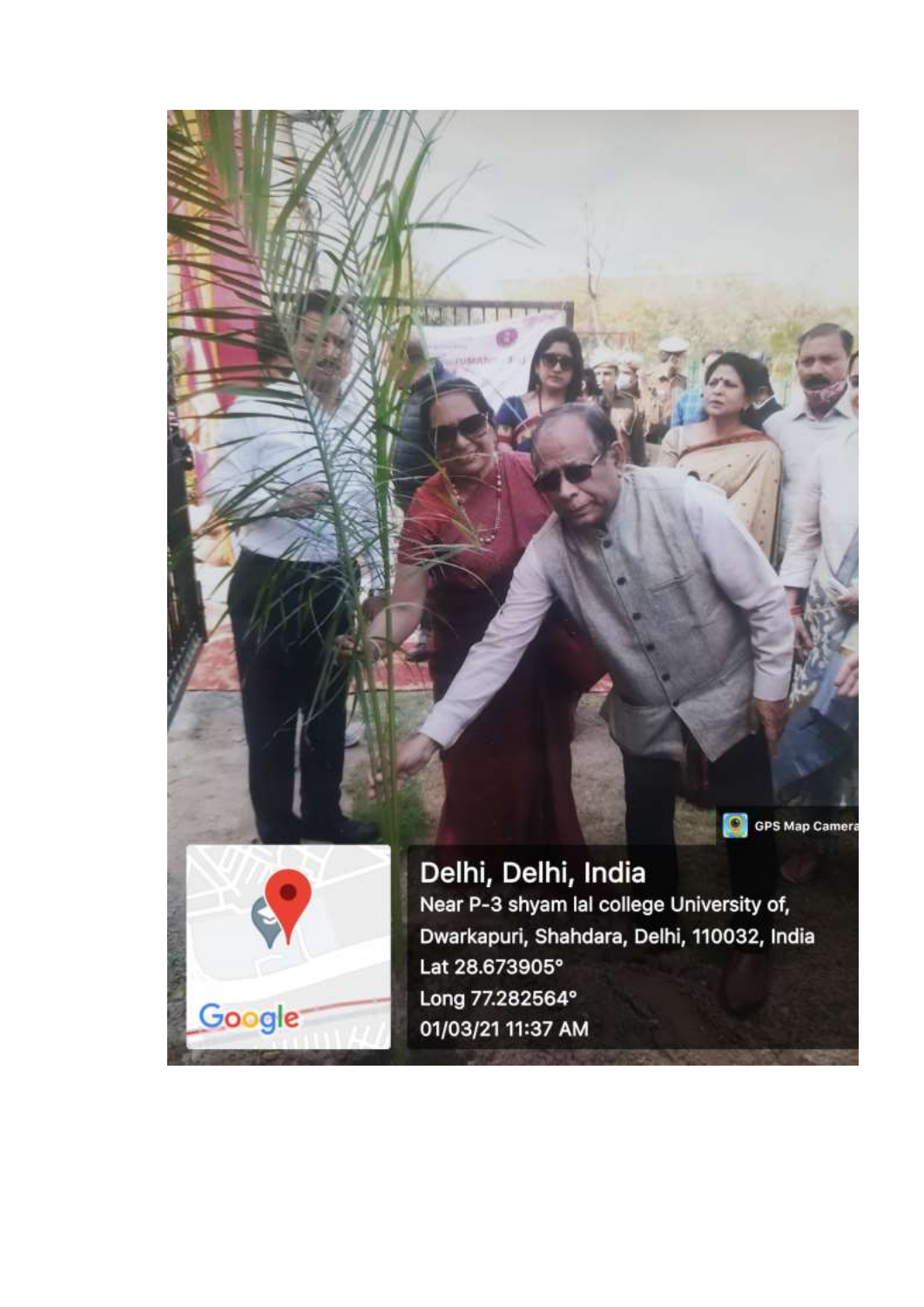GPS Map Camera

Delhi, Delhi, India

Near P-3 shyam lal college University of, Dwarkapuri, Shahdara, Delhi, 110032, India

Lat 28.673905°

Long 77.282564°

01/03/21 11:37 AM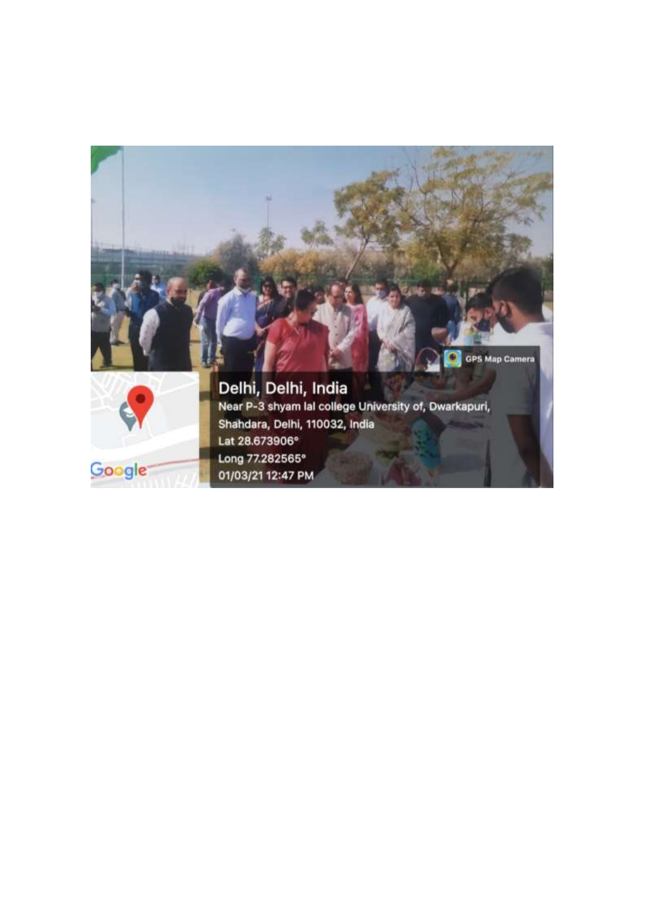GPS Map Camera

Delhi, Delhi, India

Near P-3 shyam lal college University of, Dwarkapuri, Shahdara, Delhi, 110032, India

Lat 28.673906°

Long 77.282565°

01/03/21 12:47 PM